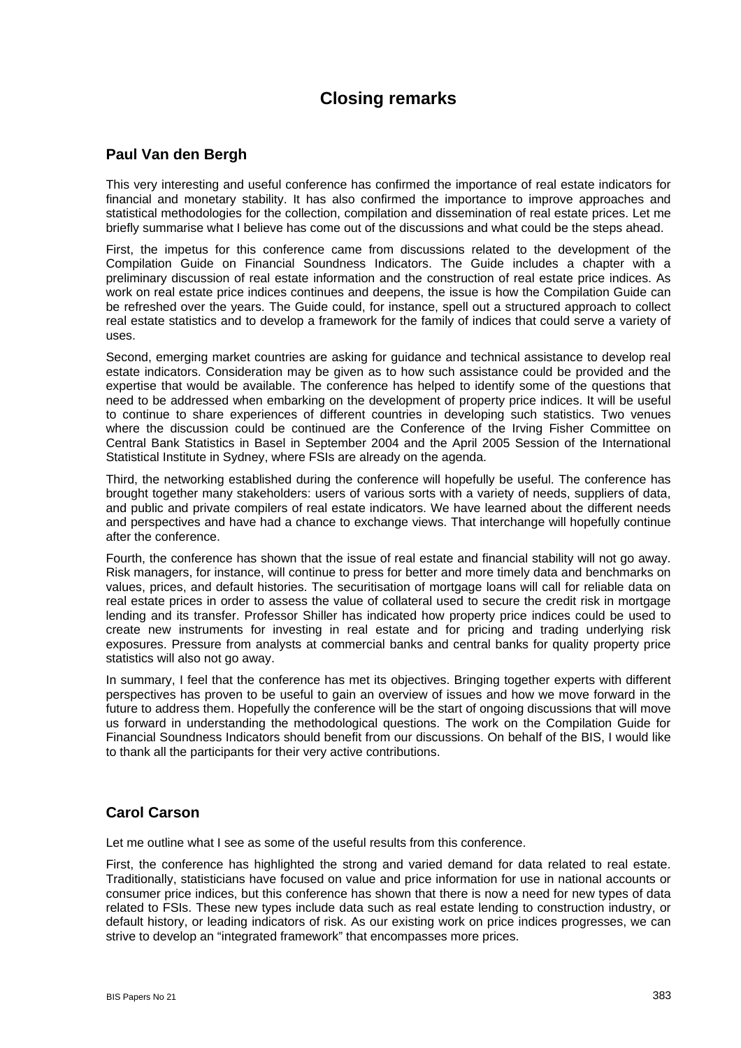# Closing remarks

## Paul Van den Bergh

This very interesting and useful conference has confirmed the importance of real estate indicators for financial and monetary stability. It has also confirmed the importance to improve approaches and statistical methodologies for the collection, compilation and dissemination of real estate prices. Let me briefly summarise what I believe has come out of the discussions and what could be the steps ahead.

First, the impetus for this conference came from discussions related to the development of the Compilation Guide on Financial Soundness Indicators. The Guide includes a chapter with a preliminary discussion of real estate information and the construction of real estate price indices. As work on real estate price indices continues and deepens, the issue is how the Compilation Guide can be refreshed over the years. The Guide could, for instance, spell out a structured approach to collect real estate statistics and to develop a framework for the family of indices that could serve a variety of uses.

Second, emerging market countries are asking for guidance and technical assistance to develop real estate indicators. Consideration may be given as to how such assistance could be provided and the expertise that would be available. The conference has helped to identify some of the questions that need to be addressed when embarking on the development of property price indices. It will be useful to continue to share experiences of different countries in developing such statistics. Two venues where the discussion could be continued are the Conference of the Irving Fisher Committee on Central Bank Statistics in Basel in September 2004 and the April 2005 Session of the International Statistical Institute in Sydney, where FSIs are already on the agenda.

Third, the networking established during the conference will hopefully be useful. The conference has brought together many stakeholders: users of various sorts with a variety of needs, suppliers of data, and public and private compilers of real estate indicators. We have learned about the different needs and perspectives and have had a chance to exchange views. That interchange will hopefully continue after the conference.

Fourth, the conference has shown that the issue of real estate and financial stability will not go away. Risk managers, for instance, will continue to press for better and more timely data and benchmarks on values, prices, and default histories. The securitisation of mortgage loans will call for reliable data on real estate prices in order to assess the value of collateral used to secure the credit risk in mortgage lending and its transfer. Professor Shiller has indicated how property price indices could be used to create new instruments for investing in real estate and for pricing and trading underlying risk exposures. Pressure from analysts at commercial banks and central banks for quality property price statistics will also not go away.

In summary, I feel that the conference has met its objectives. Bringing together experts with different perspectives has proven to be useful to gain an overview of issues and how we move forward in the future to address them. Hopefully the conference will be the start of ongoing discussions that will move us forward in understanding the methodological questions. The work on the Compilation Guide for Financial Soundness Indicators should benefit from our discussions. On behalf of the BIS, I would like to thank all the participants for their very active contributions.

## Carol Carson

Let me outline what I see as some of the useful results from this conference.

First, the conference has highlighted the strong and varied demand for data related to real estate. Traditionally, statisticians have focused on value and price information for use in national accounts or consumer price indices, but this conference has shown that there is now a need for new types of data related to FSIs. These new types include data such as real estate lending to construction industry, or default history, or leading indicators of risk. As our existing work on price indices progresses, we can strive to develop an "integrated framework" that encompasses more prices.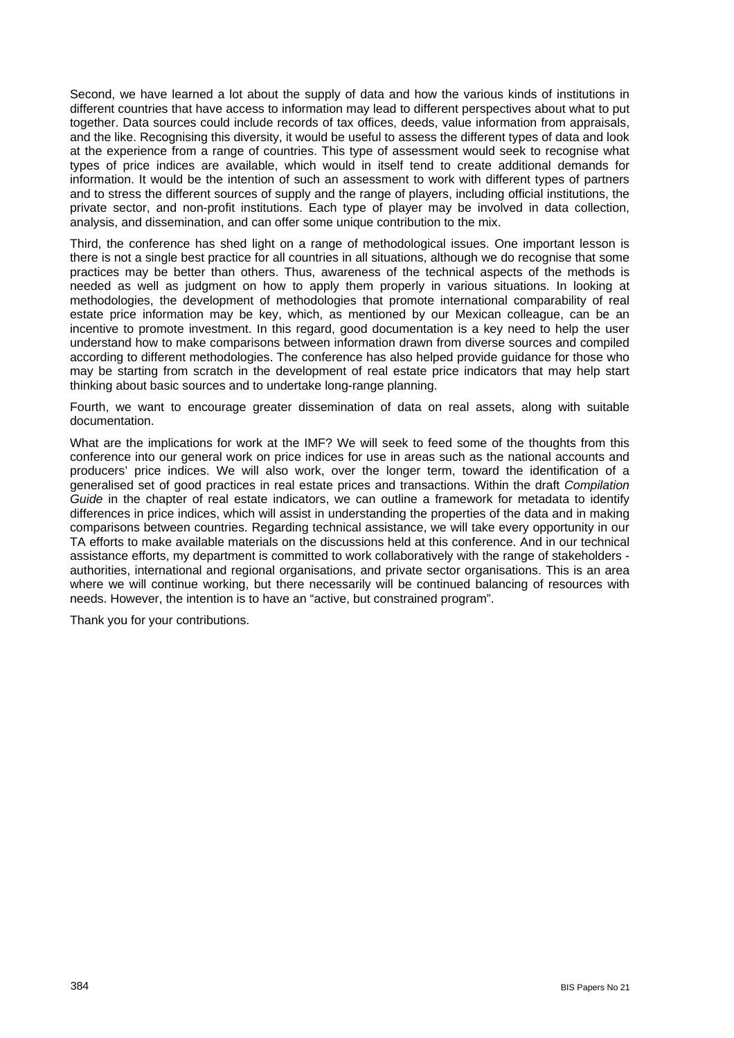Second, we have learned a lot about the supply of data and how the various kinds of institutions in different countries that have access to information may lead to different perspectives about what to put together. Data sources could include records of tax offices, deeds, value information from appraisals, and the like. Recognising this diversity, it would be useful to assess the different types of data and look at the experience from a range of countries. This type of assessment would seek to recognise what types of price indices are available, which would in itself tend to create additional demands for information. It would be the intention of such an assessment to work with different types of partners and to stress the different sources of supply and the range of players, including official institutions, the private sector, and non-profit institutions. Each type of player may be involved in data collection, analysis, and dissemination, and can offer some unique contribution to the mix.

Third, the conference has shed light on a range of methodological issues. One important lesson is there is not a single best practice for all countries in all situations, although we do recognise that some practices may be better than others. Thus, awareness of the technical aspects of the methods is needed as well as judgment on how to apply them properly in various situations. In looking at methodologies, the development of methodologies that promote international comparability of real estate price information may be key, which, as mentioned by our Mexican colleague, can be an incentive to promote investment. In this regard, good documentation is a key need to help the user understand how to make comparisons between information drawn from diverse sources and compiled according to different methodologies. The conference has also helped provide guidance for those who may be starting from scratch in the development of real estate price indicators that may help start thinking about basic sources and to undertake long-range planning.

Fourth, we want to encourage greater dissemination of data on real assets, along with suitable documentation.

What are the implications for work at the IMF? We will seek to feed some of the thoughts from this conference into our general work on price indices for use in areas such as the national accounts and producers' price indices. We will also work, over the longer term, toward the identification of a generalised set of good practices in real estate prices and transactions. Within the draft *Compilation Guide* in the chapter of real estate indicators, we can outline a framework for metadata to identify differences in price indices, which will assist in understanding the properties of the data and in making comparisons between countries. Regarding technical assistance, we will take every opportunity in our TA efforts to make available materials on the discussions held at this conference. And in our technical assistance efforts, my department is committed to work collaboratively with the range of stakeholders - authorities, international and regional organisations, and private sector organisations. This is an area where we will continue working, but there necessarily will be continued balancing of resources with needs. However, the intention is to have an "active, but constrained program".

Thank you for your contributions.